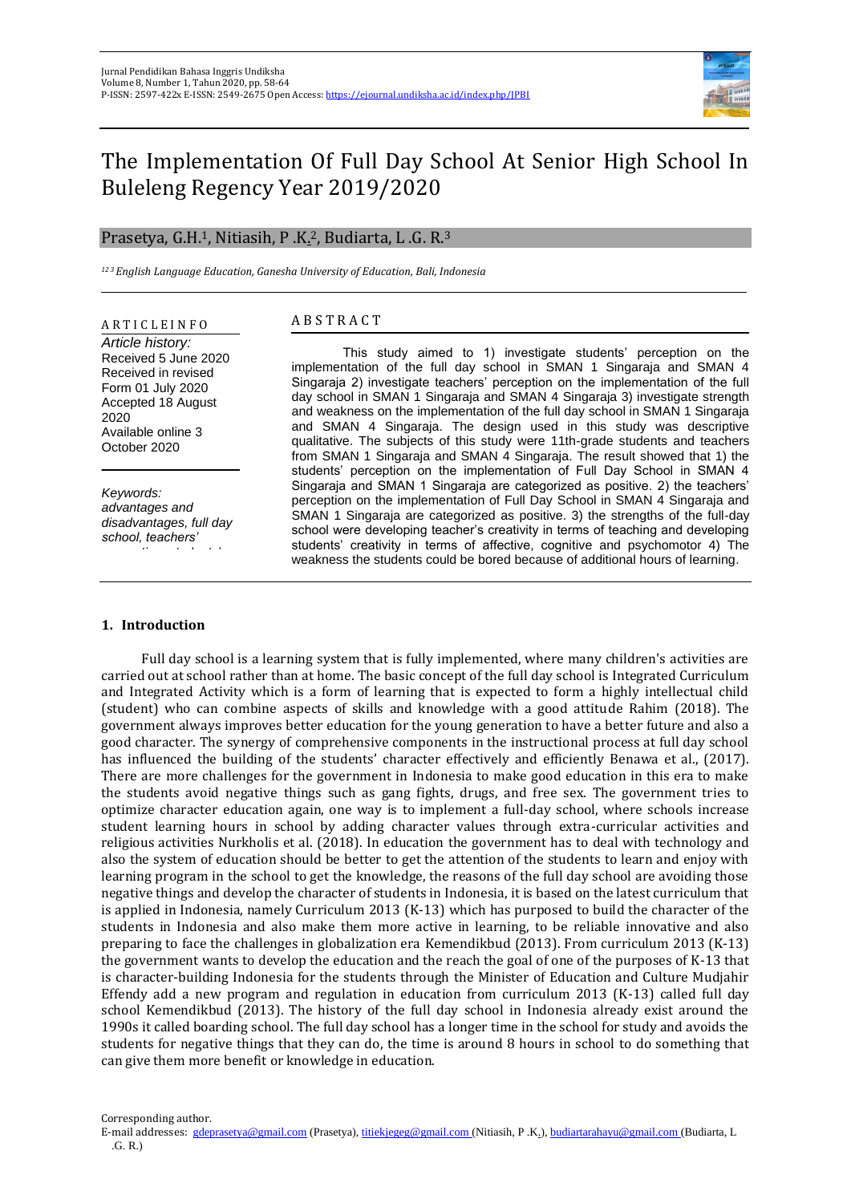# The Implementation Of Full Day School At Senior High School In Buleleng Regency Year 2019/2020

Prasetya, G.H.[1], Nitiasih, P .K.[2], Budiarta, L .G. R.[3]

*[1 2 3] English Language Education, Ganesha University of Education, Bali, Indonesia*

**ARTICLE INFO**

*Article history:*
Received 5 June 2020
Received in revised Form 01 July 2020
Accepted 18 August 2020
Available online 3 October 2020

*Keywords:*
*advantages and disadvantages, full day school, teachers'*

**ABSTRACT**

This study aimed to 1) investigate students' perception on the implementation of the full day school in SMAN 1 Singaraja and SMAN 4 Singaraja 2) investigate teachers' perception on the implementation of the full day school in SMAN 1 Singaraja and SMAN 4 Singaraja 3) investigate strength and weakness on the implementation of the full day school in SMAN 1 Singaraja and SMAN 4 Singaraja. The design used in this study was descriptive qualitative. The subjects of this study were 11th-grade students and teachers from SMAN 1 Singaraja and SMAN 4 Singaraja. The result showed that 1) the students' perception on the implementation of Full Day School in SMAN 4 Singaraja and SMAN 1 Singaraja are categorized as positive. 2) the teachers' perception on the implementation of Full Day School in SMAN 4 Singaraja and SMAN 1 Singaraja are categorized as positive. 3) the strengths of the full-day school were developing teacher's creativity in terms of teaching and developing students' creativity in terms of affective, cognitive and psychomotor 4) The weakness the students could be bored because of additional hours of learning.

## 1. Introduction

Full day school is a learning system that is fully implemented, where many children's activities are carried out at school rather than at home. The basic concept of the full day school is Integrated Curriculum and Integrated Activity which is a form of learning that is expected to form a highly intellectual child (student) who can combine aspects of skills and knowledge with a good attitude Rahim (2018). The government always improves better education for the young generation to have a better future and also a good character. The synergy of comprehensive components in the instructional process at full day school has influenced the building of the students' character effectively and efficiently Benawa et al., (2017). There are more challenges for the government in Indonesia to make good education in this era to make the students avoid negative things such as gang fights, drugs, and free sex. The government tries to optimize character education again, one way is to implement a full-day school, where schools increase student learning hours in school by adding character values through extra-curricular activities and religious activities Nurkholis et al. (2018). In education the government has to deal with technology and also the system of education should be better to get the attention of the students to learn and enjoy with learning program in the school to get the knowledge, the reasons of the full day school are avoiding those negative things and develop the character of students in Indonesia, it is based on the latest curriculum that is applied in Indonesia, namely Curriculum 2013 (K-13) which has purposed to build the character of the students in Indonesia and also make them more active in learning, to be reliable innovative and also preparing to face the challenges in globalization era Kemendikbud (2013). From curriculum 2013 (K-13) the government wants to develop the education and the reach the goal of one of the purposes of K-13 that is character-building Indonesia for the students through the Minister of Education and Culture Mudjahir Effendy add a new program and regulation in education from curriculum 2013 (K-13) called full day school Kemendikbud (2013). The history of the full day school in Indonesia already exist around the 1990s it called boarding school. The full day school has a longer time in the school for study and avoids the students for negative things that they can do, the time is around 8 hours in school to do something that can give them more benefit or knowledge in education.

Corresponding author.
E-mail addresses: gdeprasetya@gmail.com (Prasetya), titiekjegeg@gmail.com (Nitiasih, P .K.), budiartarahayu@gmail.com (Budiarta, L .G. R.)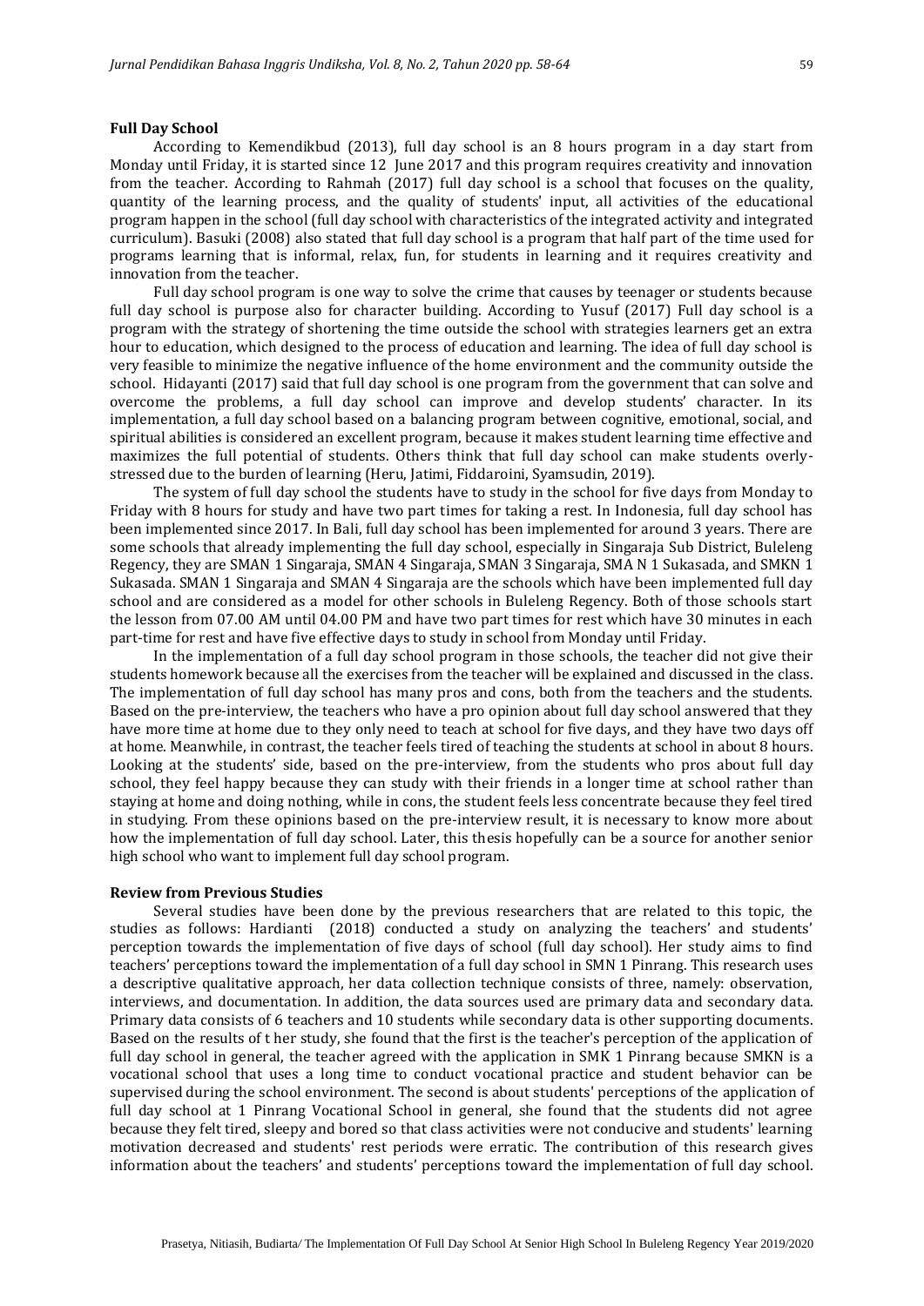### Full Day School

According to Kemendikbud (2013), full day school is an 8 hours program in a day start from Monday until Friday, it is started since 12 June 2017 and this program requires creativity and innovation from the teacher. According to Rahmah (2017) full day school is a school that focuses on the quality, quantity of the learning process, and the quality of students' input, all activities of the educational program happen in the school (full day school with characteristics of the integrated activity and integrated curriculum). Basuki (2008) also stated that full day school is a program that half part of the time used for programs learning that is informal, relax, fun, for students in learning and it requires creativity and innovation from the teacher.

Full day school program is one way to solve the crime that causes by teenager or students because full day school is purpose also for character building. According to Yusuf (2017) Full day school is a program with the strategy of shortening the time outside the school with strategies learners get an extra hour to education, which designed to the process of education and learning. The idea of full day school is very feasible to minimize the negative influence of the home environment and the community outside the school. Hidayanti (2017) said that full day school is one program from the government that can solve and overcome the problems, a full day school can improve and develop students' character. In its implementation, a full day school based on a balancing program between cognitive, emotional, social, and spiritual abilities is considered an excellent program, because it makes student learning time effective and maximizes the full potential of students. Others think that full day school can make students overly-stressed due to the burden of learning (Heru, Jatimi, Fiddaroini, Syamsudin, 2019).

The system of full day school the students have to study in the school for five days from Monday to Friday with 8 hours for study and have two part times for taking a rest. In Indonesia, full day school has been implemented since 2017. In Bali, full day school has been implemented for around 3 years. There are some schools that already implementing the full day school, especially in Singaraja Sub District, Buleleng Regency, they are SMAN 1 Singaraja, SMAN 4 Singaraja, SMAN 3 Singaraja, SMA N 1 Sukasada, and SMKN 1 Sukasada. SMAN 1 Singaraja and SMAN 4 Singaraja are the schools which have been implemented full day school and are considered as a model for other schools in Buleleng Regency. Both of those schools start the lesson from 07.00 AM until 04.00 PM and have two part times for rest which have 30 minutes in each part-time for rest and have five effective days to study in school from Monday until Friday.

In the implementation of a full day school program in those schools, the teacher did not give their students homework because all the exercises from the teacher will be explained and discussed in the class. The implementation of full day school has many pros and cons, both from the teachers and the students. Based on the pre-interview, the teachers who have a pro opinion about full day school answered that they have more time at home due to they only need to teach at school for five days, and they have two days off at home. Meanwhile, in contrast, the teacher feels tired of teaching the students at school in about 8 hours. Looking at the students' side, based on the pre-interview, from the students who pros about full day school, they feel happy because they can study with their friends in a longer time at school rather than staying at home and doing nothing, while in cons, the student feels less concentrate because they feel tired in studying. From these opinions based on the pre-interview result, it is necessary to know more about how the implementation of full day school. Later, this thesis hopefully can be a source for another senior high school who want to implement full day school program.

### Review from Previous Studies

Several studies have been done by the previous researchers that are related to this topic, the studies as follows: Hardianti (2018) conducted a study on analyzing the teachers' and students' perception towards the implementation of five days of school (full day school). Her study aims to find teachers' perceptions toward the implementation of a full day school in SMN 1 Pinrang. This research uses a descriptive qualitative approach, her data collection technique consists of three, namely: observation, interviews, and documentation. In addition, the data sources used are primary data and secondary data. Primary data consists of 6 teachers and 10 students while secondary data is other supporting documents. Based on the results of t her study, she found that the first is the teacher's perception of the application of full day school in general, the teacher agreed with the application in SMK 1 Pinrang because SMKN is a vocational school that uses a long time to conduct vocational practice and student behavior can be supervised during the school environment. The second is about students' perceptions of the application of full day school at 1 Pinrang Vocational School in general, she found that the students did not agree because they felt tired, sleepy and bored so that class activities were not conducive and students' learning motivation decreased and students' rest periods were erratic. The contribution of this research gives information about the teachers' and students' perceptions toward the implementation of full day school.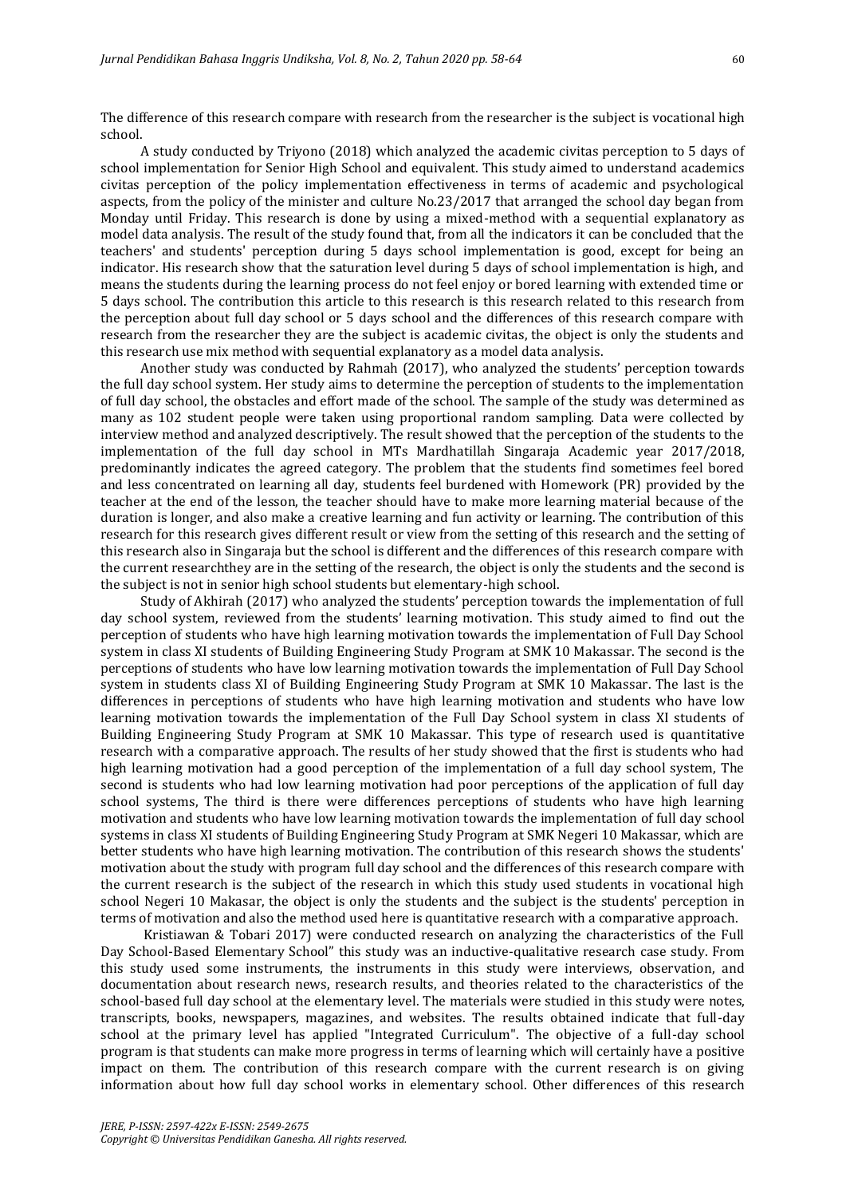The difference of this research compare with research from the researcher is the subject is vocational high school.

A study conducted by Triyono (2018) which analyzed the academic civitas perception to 5 days of school implementation for Senior High School and equivalent. This study aimed to understand academics civitas perception of the policy implementation effectiveness in terms of academic and psychological aspects, from the policy of the minister and culture No.23/2017 that arranged the school day began from Monday until Friday. This research is done by using a mixed-method with a sequential explanatory as model data analysis. The result of the study found that, from all the indicators it can be concluded that the teachers' and students' perception during 5 days school implementation is good, except for being an indicator. His research show that the saturation level during 5 days of school implementation is high, and means the students during the learning process do not feel enjoy or bored learning with extended time or 5 days school. The contribution this article to this research is this research related to this research from the perception about full day school or 5 days school and the differences of this research compare with research from the researcher they are the subject is academic civitas, the object is only the students and this research use mix method with sequential explanatory as a model data analysis.

Another study was conducted by Rahmah (2017), who analyzed the students' perception towards the full day school system. Her study aims to determine the perception of students to the implementation of full day school, the obstacles and effort made of the school. The sample of the study was determined as many as 102 student people were taken using proportional random sampling. Data were collected by interview method and analyzed descriptively. The result showed that the perception of the students to the implementation of the full day school in MTs Mardhatillah Singaraja Academic year 2017/2018, predominantly indicates the agreed category. The problem that the students find sometimes feel bored and less concentrated on learning all day, students feel burdened with Homework (PR) provided by the teacher at the end of the lesson, the teacher should have to make more learning material because of the duration is longer, and also make a creative learning and fun activity or learning. The contribution of this research for this research gives different result or view from the setting of this research and the setting of this research also in Singaraja but the school is different and the differences of this research compare with the current researchthey are in the setting of the research, the object is only the students and the second is the subject is not in senior high school students but elementary-high school.

Study of Akhirah (2017) who analyzed the students' perception towards the implementation of full day school system, reviewed from the students' learning motivation. This study aimed to find out the perception of students who have high learning motivation towards the implementation of Full Day School system in class XI students of Building Engineering Study Program at SMK 10 Makassar. The second is the perceptions of students who have low learning motivation towards the implementation of Full Day School system in students class XI of Building Engineering Study Program at SMK 10 Makassar. The last is the differences in perceptions of students who have high learning motivation and students who have low learning motivation towards the implementation of the Full Day School system in class XI students of Building Engineering Study Program at SMK 10 Makassar. This type of research used is quantitative research with a comparative approach. The results of her study showed that the first is students who had high learning motivation had a good perception of the implementation of a full day school system, The second is students who had low learning motivation had poor perceptions of the application of full day school systems, The third is there were differences perceptions of students who have high learning motivation and students who have low learning motivation towards the implementation of full day school systems in class XI students of Building Engineering Study Program at SMK Negeri 10 Makassar, which are better students who have high learning motivation. The contribution of this research shows the students' motivation about the study with program full day school and the differences of this research compare with the current research is the subject of the research in which this study used students in vocational high school Negeri 10 Makasar, the object is only the students and the subject is the students' perception in terms of motivation and also the method used here is quantitative research with a comparative approach.

Kristiawan & Tobari 2017) were conducted research on analyzing the characteristics of the Full Day School-Based Elementary School" this study was an inductive-qualitative research case study. From this study used some instruments, the instruments in this study were interviews, observation, and documentation about research news, research results, and theories related to the characteristics of the school-based full day school at the elementary level. The materials were studied in this study were notes, transcripts, books, newspapers, magazines, and websites. The results obtained indicate that full-day school at the primary level has applied "Integrated Curriculum". The objective of a full-day school program is that students can make more progress in terms of learning which will certainly have a positive impact on them. The contribution of this research compare with the current research is on giving information about how full day school works in elementary school. Other differences of this research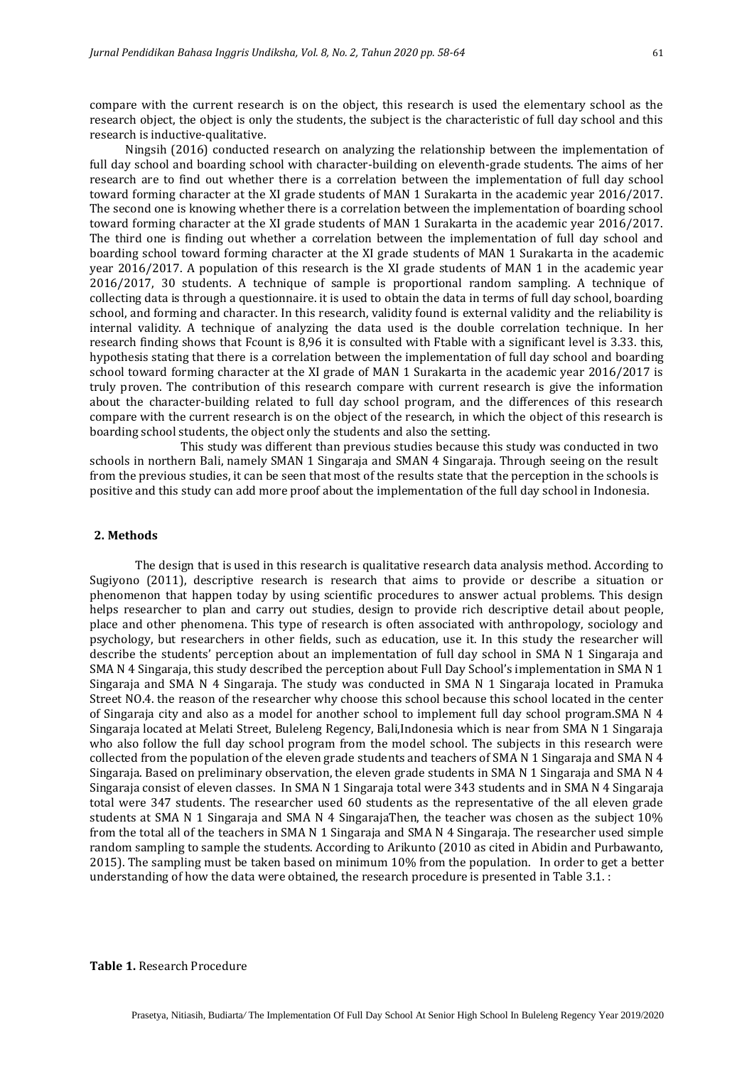compare with the current research is on the object, this research is used the elementary school as the research object, the object is only the students, the subject is the characteristic of full day school and this research is inductive-qualitative.

Ningsih (2016) conducted research on analyzing the relationship between the implementation of full day school and boarding school with character-building on eleventh-grade students. The aims of her research are to find out whether there is a correlation between the implementation of full day school toward forming character at the XI grade students of MAN 1 Surakarta in the academic year 2016/2017. The second one is knowing whether there is a correlation between the implementation of boarding school toward forming character at the XI grade students of MAN 1 Surakarta in the academic year 2016/2017. The third one is finding out whether a correlation between the implementation of full day school and boarding school toward forming character at the XI grade students of MAN 1 Surakarta in the academic year 2016/2017. A population of this research is the XI grade students of MAN 1 in the academic year 2016/2017, 30 students. A technique of sample is proportional random sampling. A technique of collecting data is through a questionnaire. it is used to obtain the data in terms of full day school, boarding school, and forming and character. In this research, validity found is external validity and the reliability is internal validity. A technique of analyzing the data used is the double correlation technique. In her research finding shows that Fcount is 8,96 it is consulted with Ftable with a significant level is 3.33. this, hypothesis stating that there is a correlation between the implementation of full day school and boarding school toward forming character at the XI grade of MAN 1 Surakarta in the academic year 2016/2017 is truly proven. The contribution of this research compare with current research is give the information about the character-building related to full day school program, and the differences of this research compare with the current research is on the object of the research, in which the object of this research is boarding school students, the object only the students and also the setting.

This study was different than previous studies because this study was conducted in two schools in northern Bali, namely SMAN 1 Singaraja and SMAN 4 Singaraja. Through seeing on the result from the previous studies, it can be seen that most of the results state that the perception in the schools is positive and this study can add more proof about the implementation of the full day school in Indonesia.

## 2. Methods

The design that is used in this research is qualitative research data analysis method. According to Sugiyono (2011), descriptive research is research that aims to provide or describe a situation or phenomenon that happen today by using scientific procedures to answer actual problems. This design helps researcher to plan and carry out studies, design to provide rich descriptive detail about people, place and other phenomena. This type of research is often associated with anthropology, sociology and psychology, but researchers in other fields, such as education, use it. In this study the researcher will describe the students' perception about an implementation of full day school in SMA N 1 Singaraja and SMA N 4 Singaraja, this study described the perception about Full Day School's implementation in SMA N 1 Singaraja and SMA N 4 Singaraja. The study was conducted in SMA N 1 Singaraja located in Pramuka Street NO.4. the reason of the researcher why choose this school because this school located in the center of Singaraja city and also as a model for another school to implement full day school program.SMA N 4 Singaraja located at Melati Street, Buleleng Regency, Bali,Indonesia which is near from SMA N 1 Singaraja who also follow the full day school program from the model school. The subjects in this research were collected from the population of the eleven grade students and teachers of SMA N 1 Singaraja and SMA N 4 Singaraja. Based on preliminary observation, the eleven grade students in SMA N 1 Singaraja and SMA N 4 Singaraja consist of eleven classes. In SMA N 1 Singaraja total were 343 students and in SMA N 4 Singaraja total were 347 students. The researcher used 60 students as the representative of the all eleven grade students at SMA N 1 Singaraja and SMA N 4 SingarajaThen, the teacher was chosen as the subject 10% from the total all of the teachers in SMA N 1 Singaraja and SMA N 4 Singaraja. The researcher used simple random sampling to sample the students. According to Arikunto (2010 as cited in Abidin and Purbawanto, 2015). The sampling must be taken based on minimum 10% from the population. In order to get a better understanding of how the data were obtained, the research procedure is presented in Table 3.1. :

**Table 1.** Research Procedure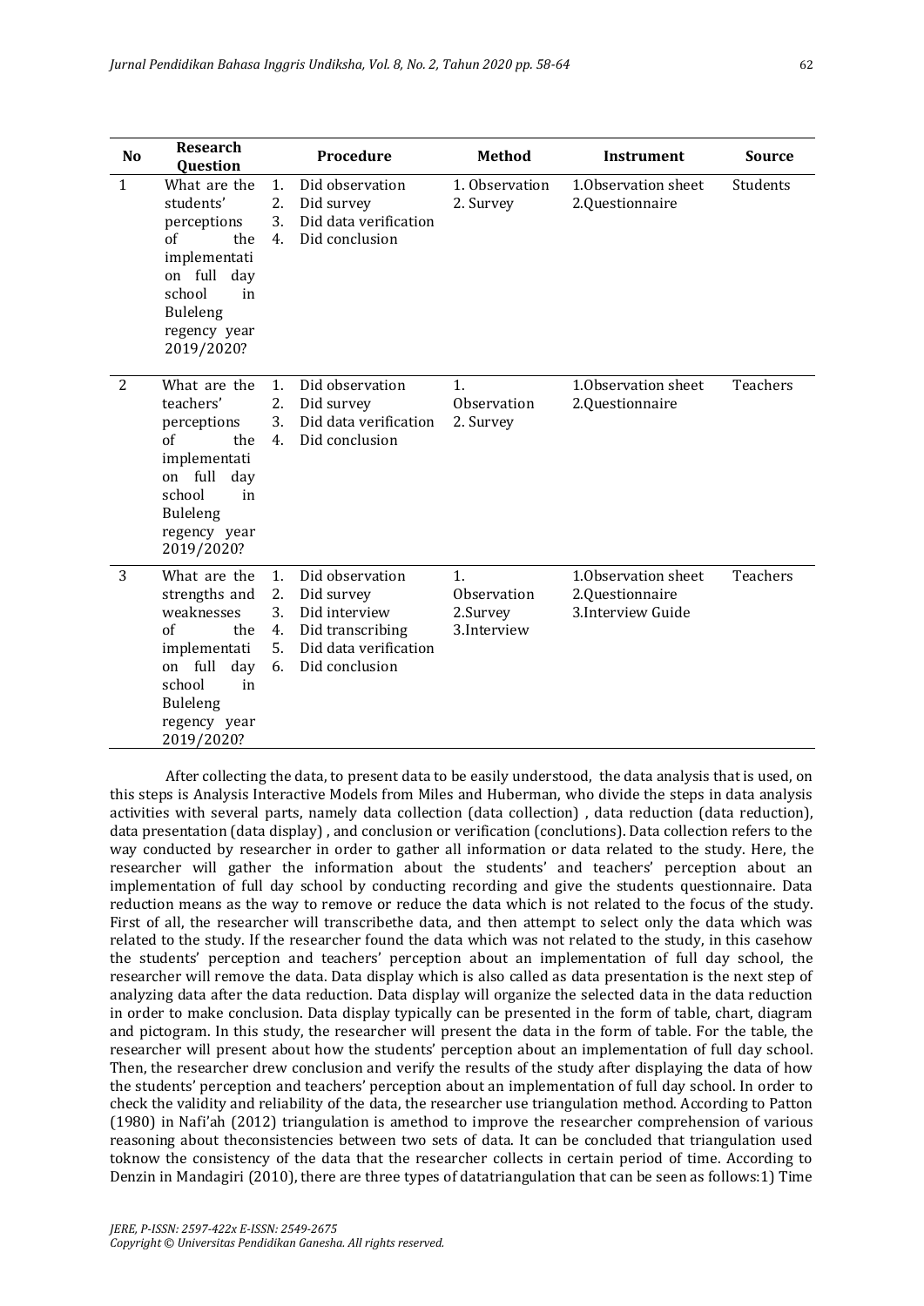| No | Research Question | Procedure | Method | Instrument | Source |
|---|---|---|---|---|---|
| 1 | What are the students' perceptions of the implementation full day school in Buleleng regency year 2019/2020? | 1. Did observation 2. Did survey 3. Did data verification 4. Did conclusion | 1. Observation 2. Survey | 1.Observation sheet 2.Questionnaire | Students |
| 2 | What are the teachers' perceptions of the implementation full day school in Buleleng regency year 2019/2020? | 1. Did observation 2. Did survey 3. Did data verification 4. Did conclusion | 1. Observation 2. Survey | 1.Observation sheet 2.Questionnaire | Teachers |
| 3 | What are the strengths and weaknesses of the implementation full day school in Buleleng regency year 2019/2020? | 1. Did observation 2. Did survey 3. Did interview 4. Did transcribing 5. Did data verification 6. Did conclusion | 1. Observation 2.Survey 3.Interview | 1.Observation sheet 2.Questionnaire 3.Interview Guide | Teachers |

After collecting the data, to present data to be easily understood, the data analysis that is used, on this steps is Analysis Interactive Models from Miles and Huberman, who divide the steps in data analysis activities with several parts, namely data collection (data collection) , data reduction (data reduction), data presentation (data display) , and conclusion or verification (conclutions). Data collection refers to the way conducted by researcher in order to gather all information or data related to the study. Here, the researcher will gather the information about the students' and teachers' perception about an implementation of full day school by conducting recording and give the students questionnaire. Data reduction means as the way to remove or reduce the data which is not related to the focus of the study. First of all, the researcher will transcribethe data, and then attempt to select only the data which was related to the study. If the researcher found the data which was not related to the study, in this casehow the students' perception and teachers' perception about an implementation of full day school, the researcher will remove the data. Data display which is also called as data presentation is the next step of analyzing data after the data reduction. Data display will organize the selected data in the data reduction in order to make conclusion. Data display typically can be presented in the form of table, chart, diagram and pictogram. In this study, the researcher will present the data in the form of table. For the table, the researcher will present about how the students' perception about an implementation of full day school. Then, the researcher drew conclusion and verify the results of the study after displaying the data of how the students' perception and teachers' perception about an implementation of full day school. In order to check the validity and reliability of the data, the researcher use triangulation method. According to Patton (1980) in Nafi'ah (2012) triangulation is amethod to improve the researcher comprehension of various reasoning about theconsistencies between two sets of data. It can be concluded that triangulation used toknow the consistency of the data that the researcher collects in certain period of time. According to Denzin in Mandagiri (2010), there are three types of datatriangulation that can be seen as follows:1) Time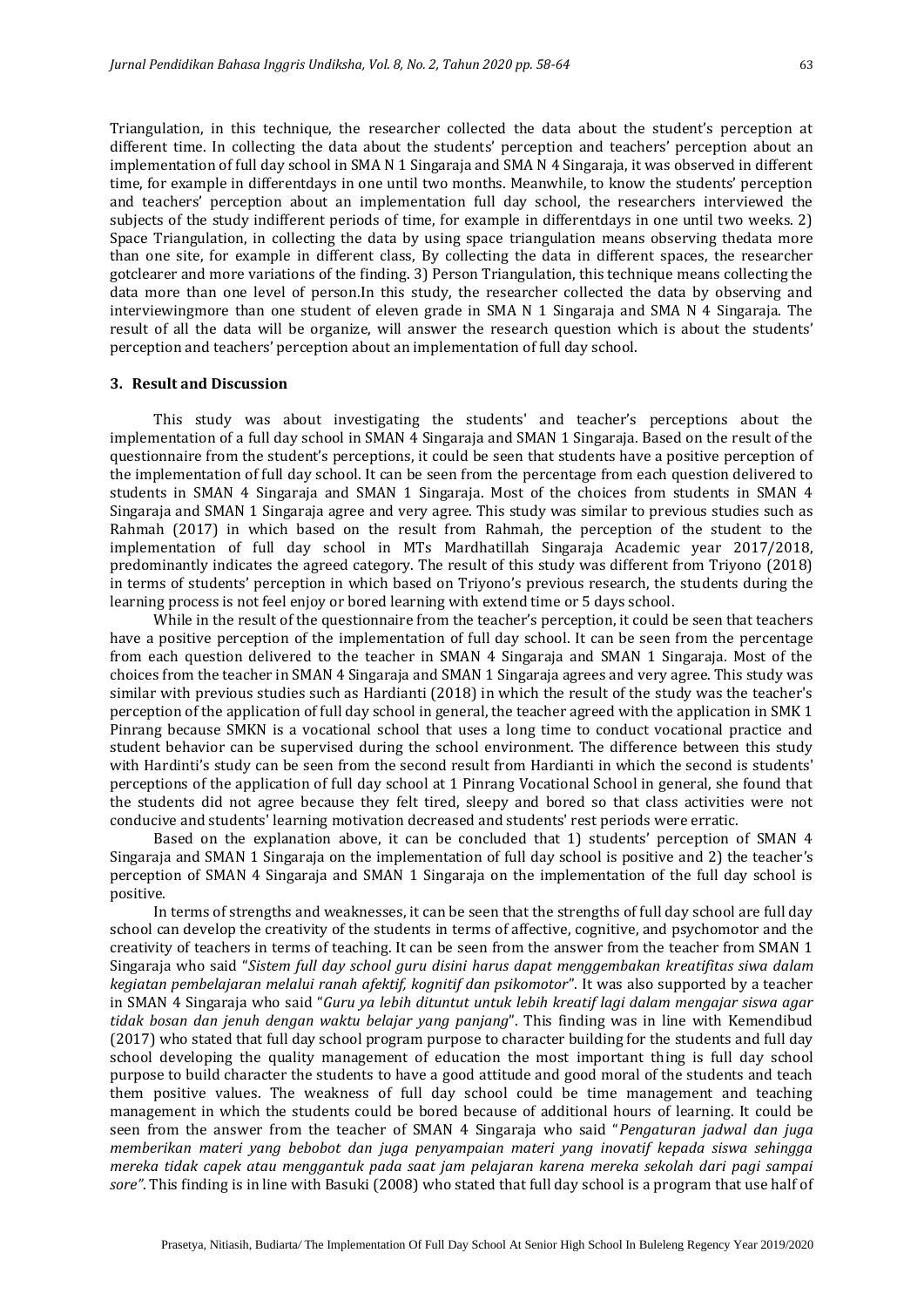Triangulation, in this technique, the researcher collected the data about the student's perception at different time. In collecting the data about the students' perception and teachers' perception about an implementation of full day school in SMA N 1 Singaraja and SMA N 4 Singaraja, it was observed in different time, for example in differentdays in one until two months. Meanwhile, to know the students' perception and teachers' perception about an implementation full day school, the researchers interviewed the subjects of the study indifferent periods of time, for example in differentdays in one until two weeks. 2) Space Triangulation, in collecting the data by using space triangulation means observing thedata more than one site, for example in different class, By collecting the data in different spaces, the researcher gotclearer and more variations of the finding. 3) Person Triangulation, this technique means collecting the data more than one level of person.In this study, the researcher collected the data by observing and interviewingmore than one student of eleven grade in SMA N 1 Singaraja and SMA N 4 Singaraja. The result of all the data will be organize, will answer the research question which is about the students' perception and teachers' perception about an implementation of full day school.

## 3. Result and Discussion

This study was about investigating the students' and teacher's perceptions about the implementation of a full day school in SMAN 4 Singaraja and SMAN 1 Singaraja. Based on the result of the questionnaire from the student's perceptions, it could be seen that students have a positive perception of the implementation of full day school. It can be seen from the percentage from each question delivered to students in SMAN 4 Singaraja and SMAN 1 Singaraja. Most of the choices from students in SMAN 4 Singaraja and SMAN 1 Singaraja agree and very agree. This study was similar to previous studies such as Rahmah (2017) in which based on the result from Rahmah, the perception of the student to the implementation of full day school in MTs Mardhatillah Singaraja Academic year 2017/2018, predominantly indicates the agreed category. The result of this study was different from Triyono (2018) in terms of students' perception in which based on Triyono's previous research, the students during the learning process is not feel enjoy or bored learning with extend time or 5 days school.

While in the result of the questionnaire from the teacher's perception, it could be seen that teachers have a positive perception of the implementation of full day school. It can be seen from the percentage from each question delivered to the teacher in SMAN 4 Singaraja and SMAN 1 Singaraja. Most of the choices from the teacher in SMAN 4 Singaraja and SMAN 1 Singaraja agrees and very agree. This study was similar with previous studies such as Hardianti (2018) in which the result of the study was the teacher's perception of the application of full day school in general, the teacher agreed with the application in SMK 1 Pinrang because SMKN is a vocational school that uses a long time to conduct vocational practice and student behavior can be supervised during the school environment. The difference between this study with Hardinti's study can be seen from the second result from Hardianti in which the second is students' perceptions of the application of full day school at 1 Pinrang Vocational School in general, she found that the students did not agree because they felt tired, sleepy and bored so that class activities were not conducive and students' learning motivation decreased and students' rest periods were erratic.

Based on the explanation above, it can be concluded that 1) students' perception of SMAN 4 Singaraja and SMAN 1 Singaraja on the implementation of full day school is positive and 2) the teacher's perception of SMAN 4 Singaraja and SMAN 1 Singaraja on the implementation of the full day school is positive.

In terms of strengths and weaknesses, it can be seen that the strengths of full day school are full day school can develop the creativity of the students in terms of affective, cognitive, and psychomotor and the creativity of teachers in terms of teaching. It can be seen from the answer from the teacher from SMAN 1 Singaraja who said "*Sistem full day school guru disini harus dapat menggembakan kreatifitas siwa dalam kegiatan pembelajaran melalui ranah afektif, kognitif dan psikomotor*". It was also supported by a teacher in SMAN 4 Singaraja who said "*Guru ya lebih dituntut untuk lebih kreatif lagi dalam mengajar siswa agar tidak bosan dan jenuh dengan waktu belajar yang panjang*". This finding was in line with Kemendibud (2017) who stated that full day school program purpose to character building for the students and full day school developing the quality management of education the most important thing is full day school purpose to build character the students to have a good attitude and good moral of the students and teach them positive values. The weakness of full day school could be time management and teaching management in which the students could be bored because of additional hours of learning. It could be seen from the answer from the teacher of SMAN 4 Singaraja who said "*Pengaturan jadwal dan juga memberikan materi yang bebobot dan juga penyampaian materi yang inovatif kepada siswa sehingga mereka tidak capek atau menggantuk pada saat jam pelajaran karena mereka sekolah dari pagi sampai sore"*. This finding is in line with Basuki (2008) who stated that full day school is a program that use half of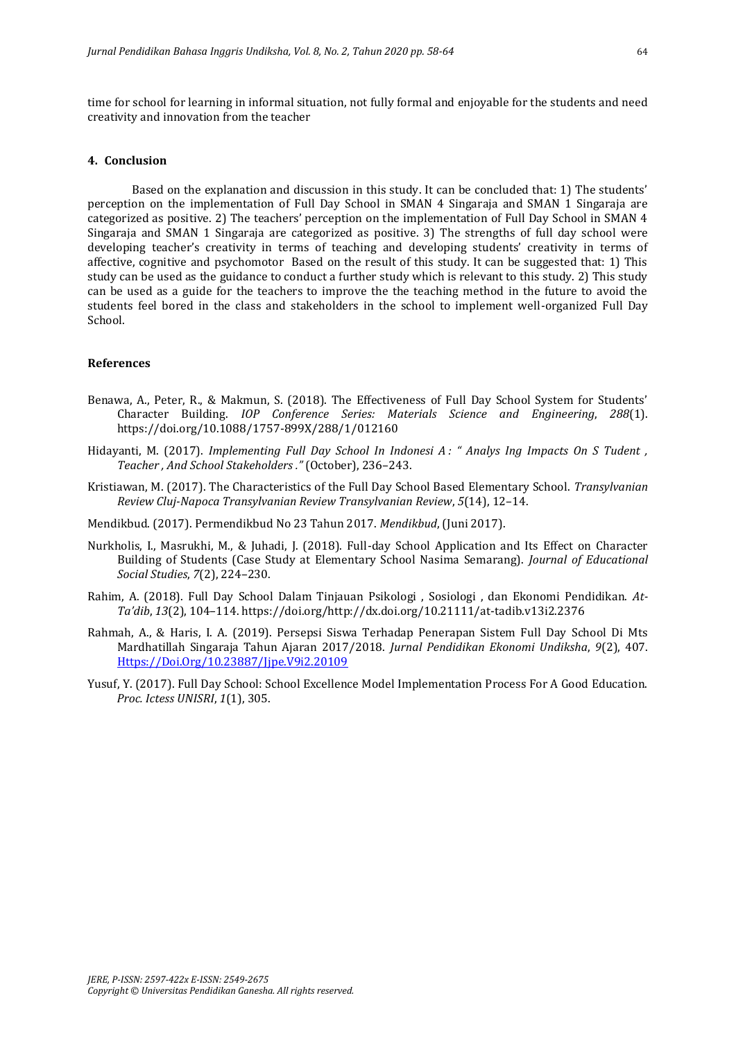time for school for learning in informal situation, not fully formal and enjoyable for the students and need creativity and innovation from the teacher

## 4. Conclusion

Based on the explanation and discussion in this study. It can be concluded that: 1) The students' perception on the implementation of Full Day School in SMAN 4 Singaraja and SMAN 1 Singaraja are categorized as positive. 2) The teachers' perception on the implementation of Full Day School in SMAN 4 Singaraja and SMAN 1 Singaraja are categorized as positive. 3) The strengths of full day school were developing teacher's creativity in terms of teaching and developing students' creativity in terms of affective, cognitive and psychomotor Based on the result of this study. It can be suggested that: 1) This study can be used as the guidance to conduct a further study which is relevant to this study. 2) This study can be used as a guide for the teachers to improve the the teaching method in the future to avoid the students feel bored in the class and stakeholders in the school to implement well-organized Full Day School.

## References

Benawa, A., Peter, R., & Makmun, S. (2018). The Effectiveness of Full Day School System for Students' Character Building. *IOP Conference Series: Materials Science and Engineering*, *288*(1). https://doi.org/10.1088/1757-899X/288/1/012160

Hidayanti, M. (2017). *Implementing Full Day School In Indonesi A : " Analys Ing Impacts On S Tudent , Teacher , And School Stakeholders ."* (October), 236–243.

Kristiawan, M. (2017). The Characteristics of the Full Day School Based Elementary School. *Transylvanian Review Cluj-Napoca Transylvanian Review Transylvanian Review*, *5*(14), 12–14.

Mendikbud. (2017). Permendikbud No 23 Tahun 2017. *Mendikbud*, (Juni 2017).

Nurkholis, I., Masrukhi, M., & Juhadi, J. (2018). Full-day School Application and Its Effect on Character Building of Students (Case Study at Elementary School Nasima Semarang). *Journal of Educational Social Studies*, *7*(2), 224–230.

Rahim, A. (2018). Full Day School Dalam Tinjauan Psikologi , Sosiologi , dan Ekonomi Pendidikan. *At-Ta'dib*, *13*(2), 104–114. https://doi.org/http://dx.doi.org/10.21111/at-tadib.v13i2.2376

Rahmah, A., & Haris, I. A. (2019). Persepsi Siswa Terhadap Penerapan Sistem Full Day School Di Mts Mardhatillah Singaraja Tahun Ajaran 2017/2018. *Jurnal Pendidikan Ekonomi Undiksha*, *9*(2), 407. Https://Doi.Org/10.23887/Jjpe.V9i2.20109

Yusuf, Y. (2017). Full Day School: School Excellence Model Implementation Process For A Good Education. *Proc. Ictess UNISRI*, *1*(1), 305.